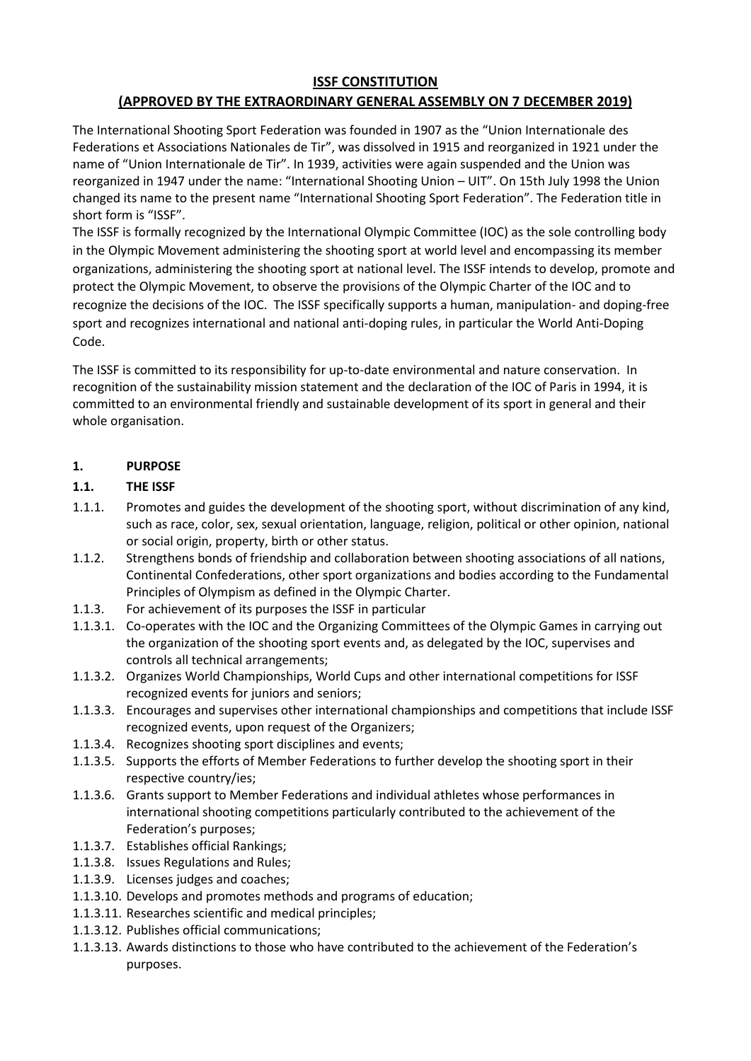# ISSF CONSTITUTION

## (APPROVED BY THE EXTRAORDINARY GENERAL ASSEMBLY ON 7 DECEMBER 2019)

The International Shooting Sport Federation was founded in 1907 as the "Union Internationale des Federations et Associations Nationales de Tir", was dissolved in 1915 and reorganized in 1921 under the name of "Union Internationale de Tir". In 1939, activities were again suspended and the Union was reorganized in 1947 under the name: "International Shooting Union – UIT". On 15th July 1998 the Union changed its name to the present name "International Shooting Sport Federation". The Federation title in short form is "ISSF".

The ISSF is formally recognized by the International Olympic Committee (IOC) as the sole controlling body in the Olympic Movement administering the shooting sport at world level and encompassing its member organizations, administering the shooting sport at national level. The ISSF intends to develop, promote and protect the Olympic Movement, to observe the provisions of the Olympic Charter of the IOC and to recognize the decisions of the IOC. The ISSF specifically supports a human, manipulation- and doping-free sport and recognizes international and national anti-doping rules, in particular the World Anti-Doping Code.

The ISSF is committed to its responsibility for up-to-date environmental and nature conservation. In recognition of the sustainability mission statement and the declaration of the IOC of Paris in 1994, it is committed to an environmental friendly and sustainable development of its sport in general and their whole organisation.

### 1. PURPOSE

#### 1.1. THE ISSF

1.1.1. Promotes and guides the development of the shooting sport, without discrimination of any kind, such as race, color, sex, sexual orientation, language, religion, political or other opinion, national or social origin, property, birth or other status.

1.1.2. Strengthens bonds of friendship and collaboration between shooting associations of all nations, Continental Confederations, other sport organizations and bodies according to the Fundamental Principles of Olympism as defined in the Olympic Charter.

1.1.3. For achievement of its purposes the ISSF in particular

1.1.3.1. Co-operates with the IOC and the Organizing Committees of the Olympic Games in carrying out the organization of the shooting sport events and, as delegated by the IOC, supervises and controls all technical arrangements;

1.1.3.2. Organizes World Championships, World Cups and other international competitions for ISSF recognized events for juniors and seniors;

1.1.3.3. Encourages and supervises other international championships and competitions that include ISSF recognized events, upon request of the Organizers;

1.1.3.4. Recognizes shooting sport disciplines and events;

1.1.3.5. Supports the efforts of Member Federations to further develop the shooting sport in their respective country/ies;

1.1.3.6. Grants support to Member Federations and individual athletes whose performances in international shooting competitions particularly contributed to the achievement of the Federation's purposes;

1.1.3.7. Establishes official Rankings;

1.1.3.8. Issues Regulations and Rules;

1.1.3.9. Licenses judges and coaches;

1.1.3.10. Develops and promotes methods and programs of education;

1.1.3.11. Researches scientific and medical principles;

1.1.3.12. Publishes official communications;

1.1.3.13. Awards distinctions to those who have contributed to the achievement of the Federation's purposes.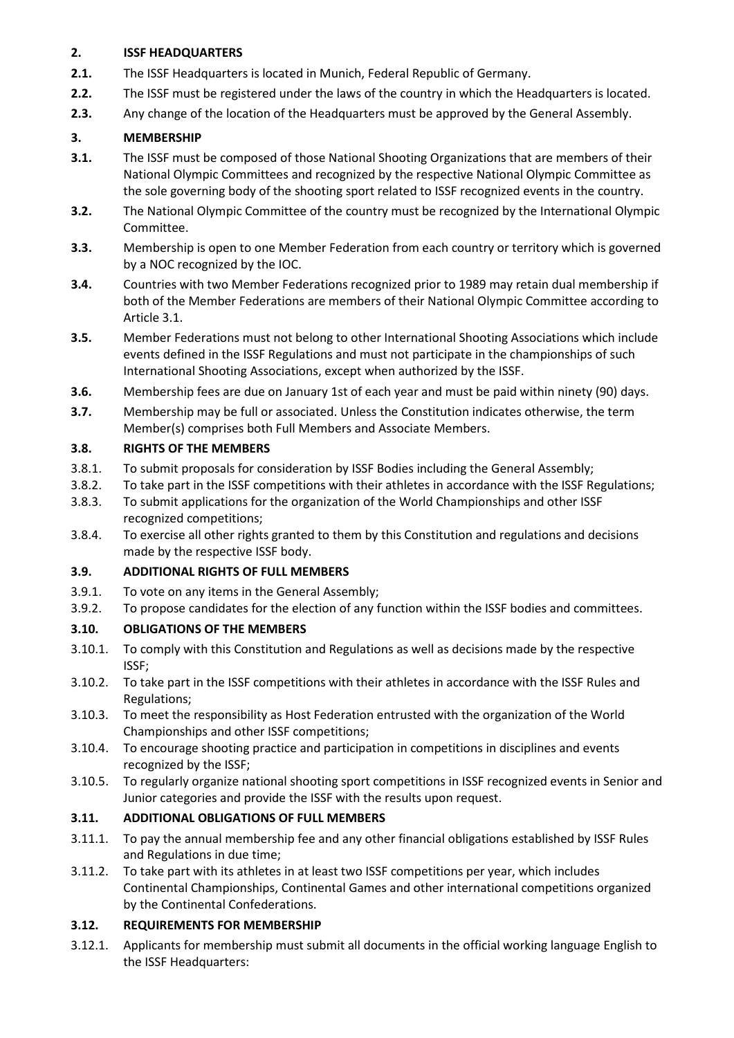## 2. ISSF HEADQUARTERS

**2.1.** The ISSF Headquarters is located in Munich, Federal Republic of Germany.

**2.2.** The ISSF must be registered under the laws of the country in which the Headquarters is located.

**2.3.** Any change of the location of the Headquarters must be approved by the General Assembly.

## 3. MEMBERSHIP

**3.1.** The ISSF must be composed of those National Shooting Organizations that are members of their National Olympic Committees and recognized by the respective National Olympic Committee as the sole governing body of the shooting sport related to ISSF recognized events in the country.

**3.2.** The National Olympic Committee of the country must be recognized by the International Olympic Committee.

**3.3.** Membership is open to one Member Federation from each country or territory which is governed by a NOC recognized by the IOC.

**3.4.** Countries with two Member Federations recognized prior to 1989 may retain dual membership if both of the Member Federations are members of their National Olympic Committee according to Article 3.1.

**3.5.** Member Federations must not belong to other International Shooting Associations which include events defined in the ISSF Regulations and must not participate in the championships of such International Shooting Associations, except when authorized by the ISSF.

**3.6.** Membership fees are due on January 1st of each year and must be paid within ninety (90) days.

**3.7.** Membership may be full or associated. Unless the Constitution indicates otherwise, the term Member(s) comprises both Full Members and Associate Members.

### 3.8. RIGHTS OF THE MEMBERS

3.8.1. To submit proposals for consideration by ISSF Bodies including the General Assembly;

3.8.2. To take part in the ISSF competitions with their athletes in accordance with the ISSF Regulations;

3.8.3. To submit applications for the organization of the World Championships and other ISSF recognized competitions;

3.8.4. To exercise all other rights granted to them by this Constitution and regulations and decisions made by the respective ISSF body.

### 3.9. ADDITIONAL RIGHTS OF FULL MEMBERS

3.9.1. To vote on any items in the General Assembly;

3.9.2. To propose candidates for the election of any function within the ISSF bodies and committees.

### 3.10. OBLIGATIONS OF THE MEMBERS

3.10.1. To comply with this Constitution and Regulations as well as decisions made by the respective ISSF;

3.10.2. To take part in the ISSF competitions with their athletes in accordance with the ISSF Rules and Regulations;

3.10.3. To meet the responsibility as Host Federation entrusted with the organization of the World Championships and other ISSF competitions;

3.10.4. To encourage shooting practice and participation in competitions in disciplines and events recognized by the ISSF;

3.10.5. To regularly organize national shooting sport competitions in ISSF recognized events in Senior and Junior categories and provide the ISSF with the results upon request.

### 3.11. ADDITIONAL OBLIGATIONS OF FULL MEMBERS

3.11.1. To pay the annual membership fee and any other financial obligations established by ISSF Rules and Regulations in due time;

3.11.2. To take part with its athletes in at least two ISSF competitions per year, which includes Continental Championships, Continental Games and other international competitions organized by the Continental Confederations.

### 3.12. REQUIREMENTS FOR MEMBERSHIP

3.12.1. Applicants for membership must submit all documents in the official working language English to the ISSF Headquarters: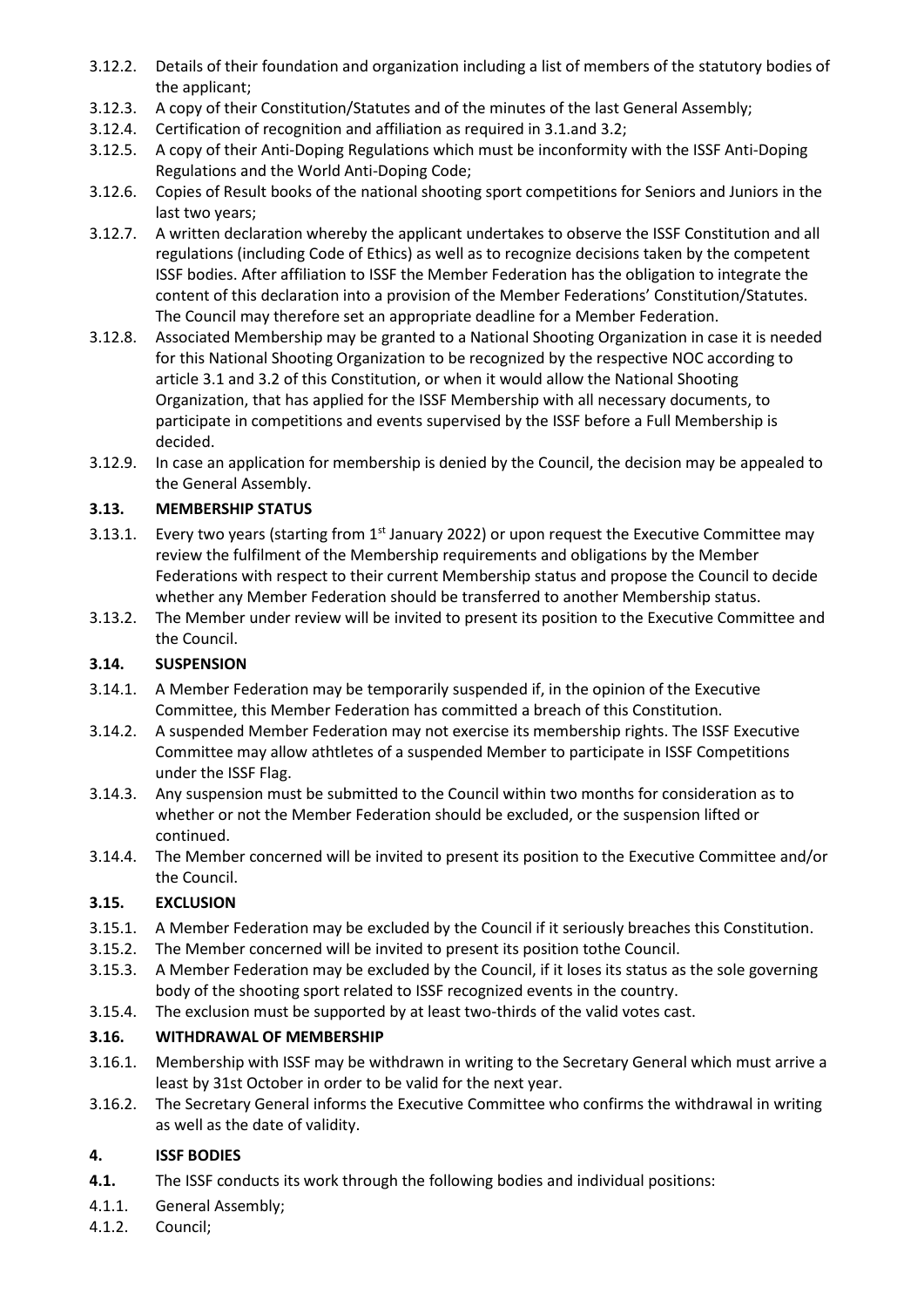3.12.2. Details of their foundation and organization including a list of members of the statutory bodies of the applicant;

3.12.3. A copy of their Constitution/Statutes and of the minutes of the last General Assembly;

3.12.4. Certification of recognition and affiliation as required in 3.1.and 3.2;

3.12.5. A copy of their Anti-Doping Regulations which must be inconformity with the ISSF Anti-Doping Regulations and the World Anti-Doping Code;

3.12.6. Copies of Result books of the national shooting sport competitions for Seniors and Juniors in the last two years;

3.12.7. A written declaration whereby the applicant undertakes to observe the ISSF Constitution and all regulations (including Code of Ethics) as well as to recognize decisions taken by the competent ISSF bodies. After affiliation to ISSF the Member Federation has the obligation to integrate the content of this declaration into a provision of the Member Federations' Constitution/Statutes. The Council may therefore set an appropriate deadline for a Member Federation.

3.12.8. Associated Membership may be granted to a National Shooting Organization in case it is needed for this National Shooting Organization to be recognized by the respective NOC according to article 3.1 and 3.2 of this Constitution, or when it would allow the National Shooting Organization, that has applied for the ISSF Membership with all necessary documents, to participate in competitions and events supervised by the ISSF before a Full Membership is decided.

3.12.9. In case an application for membership is denied by the Council, the decision may be appealed to the General Assembly.

### 3.13. MEMBERSHIP STATUS

3.13.1. Every two years (starting from 1st January 2022) or upon request the Executive Committee may review the fulfilment of the Membership requirements and obligations by the Member Federations with respect to their current Membership status and propose the Council to decide whether any Member Federation should be transferred to another Membership status.

3.13.2. The Member under review will be invited to present its position to the Executive Committee and the Council.

### 3.14. SUSPENSION

3.14.1. A Member Federation may be temporarily suspended if, in the opinion of the Executive Committee, this Member Federation has committed a breach of this Constitution.

3.14.2. A suspended Member Federation may not exercise its membership rights. The ISSF Executive Committee may allow athtletes of a suspended Member to participate in ISSF Competitions under the ISSF Flag.

3.14.3. Any suspension must be submitted to the Council within two months for consideration as to whether or not the Member Federation should be excluded, or the suspension lifted or continued.

3.14.4. The Member concerned will be invited to present its position to the Executive Committee and/or the Council.

### 3.15. EXCLUSION

3.15.1. A Member Federation may be excluded by the Council if it seriously breaches this Constitution.

3.15.2. The Member concerned will be invited to present its position tothe Council.

3.15.3. A Member Federation may be excluded by the Council, if it loses its status as the sole governing body of the shooting sport related to ISSF recognized events in the country.

3.15.4. The exclusion must be supported by at least two-thirds of the valid votes cast.

### 3.16. WITHDRAWAL OF MEMBERSHIP

3.16.1. Membership with ISSF may be withdrawn in writing to the Secretary General which must arrive a least by 31st October in order to be valid for the next year.

3.16.2. The Secretary General informs the Executive Committee who confirms the withdrawal in writing as well as the date of validity.

## 4. ISSF BODIES

**4.1.** The ISSF conducts its work through the following bodies and individual positions:

4.1.1. General Assembly;

4.1.2. Council;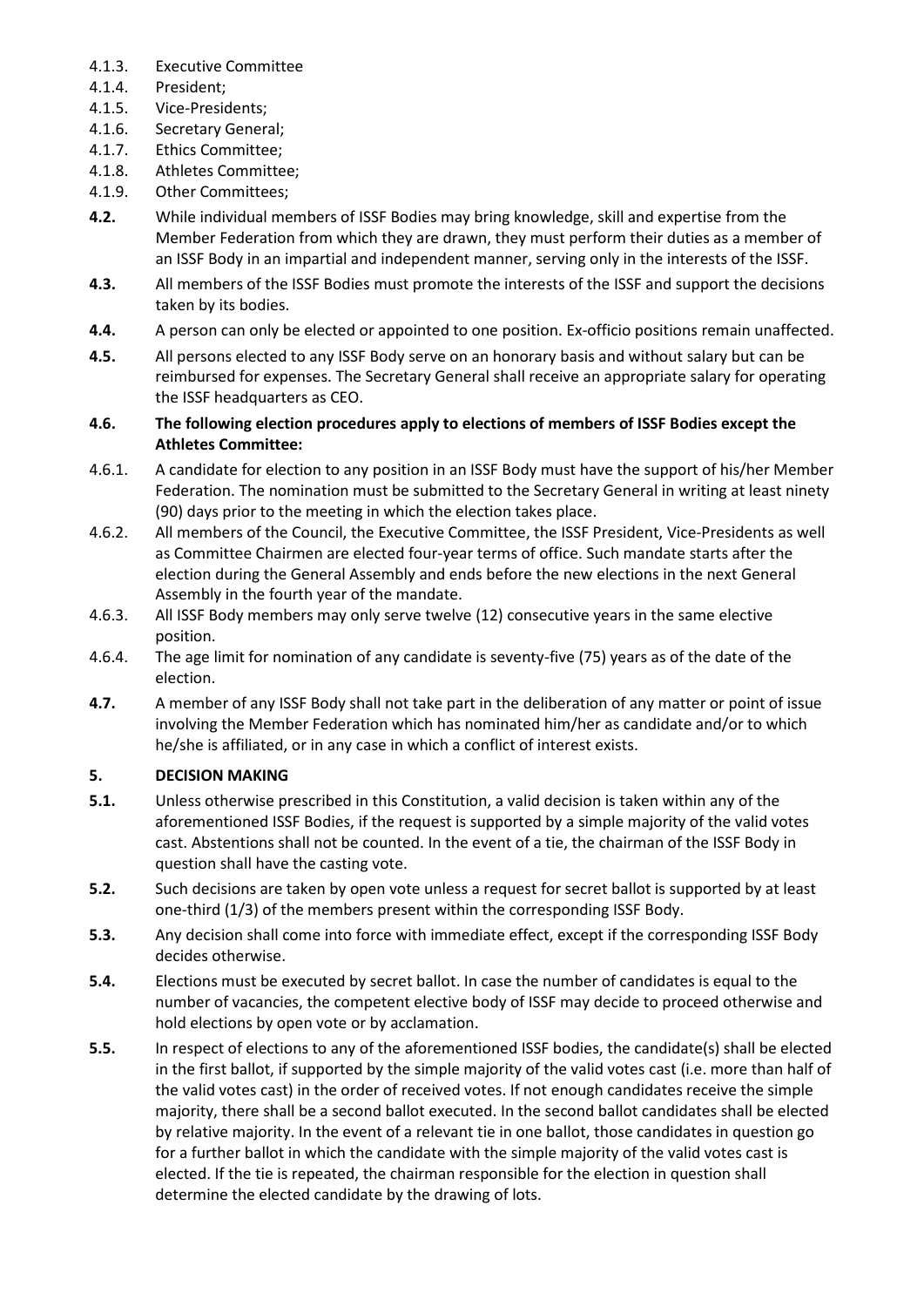4.1.3. Executive Committee

4.1.4. President;

4.1.5. Vice-Presidents;

4.1.6. Secretary General;

4.1.7. Ethics Committee;

4.1.8. Athletes Committee;

4.1.9. Other Committees;

**4.2.** While individual members of ISSF Bodies may bring knowledge, skill and expertise from the Member Federation from which they are drawn, they must perform their duties as a member of an ISSF Body in an impartial and independent manner, serving only in the interests of the ISSF.

**4.3.** All members of the ISSF Bodies must promote the interests of the ISSF and support the decisions taken by its bodies.

**4.4.** A person can only be elected or appointed to one position. Ex-officio positions remain unaffected.

**4.5.** All persons elected to any ISSF Body serve on an honorary basis and without salary but can be reimbursed for expenses. The Secretary General shall receive an appropriate salary for operating the ISSF headquarters as CEO.

**4.6. The following election procedures apply to elections of members of ISSF Bodies except the Athletes Committee:**

4.6.1. A candidate for election to any position in an ISSF Body must have the support of his/her Member Federation. The nomination must be submitted to the Secretary General in writing at least ninety (90) days prior to the meeting in which the election takes place.

4.6.2. All members of the Council, the Executive Committee, the ISSF President, Vice-Presidents as well as Committee Chairmen are elected four-year terms of office. Such mandate starts after the election during the General Assembly and ends before the new elections in the next General Assembly in the fourth year of the mandate.

4.6.3. All ISSF Body members may only serve twelve (12) consecutive years in the same elective position.

4.6.4. The age limit for nomination of any candidate is seventy-five (75) years as of the date of the election.

**4.7.** A member of any ISSF Body shall not take part in the deliberation of any matter or point of issue involving the Member Federation which has nominated him/her as candidate and/or to which he/she is affiliated, or in any case in which a conflict of interest exists.

## 5. DECISION MAKING

**5.1.** Unless otherwise prescribed in this Constitution, a valid decision is taken within any of the aforementioned ISSF Bodies, if the request is supported by a simple majority of the valid votes cast. Abstentions shall not be counted. In the event of a tie, the chairman of the ISSF Body in question shall have the casting vote.

**5.2.** Such decisions are taken by open vote unless a request for secret ballot is supported by at least one-third (1/3) of the members present within the corresponding ISSF Body.

**5.3.** Any decision shall come into force with immediate effect, except if the corresponding ISSF Body decides otherwise.

**5.4.** Elections must be executed by secret ballot. In case the number of candidates is equal to the number of vacancies, the competent elective body of ISSF may decide to proceed otherwise and hold elections by open vote or by acclamation.

**5.5.** In respect of elections to any of the aforementioned ISSF bodies, the candidate(s) shall be elected in the first ballot, if supported by the simple majority of the valid votes cast (i.e. more than half of the valid votes cast) in the order of received votes. If not enough candidates receive the simple majority, there shall be a second ballot executed. In the second ballot candidates shall be elected by relative majority. In the event of a relevant tie in one ballot, those candidates in question go for a further ballot in which the candidate with the simple majority of the valid votes cast is elected. If the tie is repeated, the chairman responsible for the election in question shall determine the elected candidate by the drawing of lots.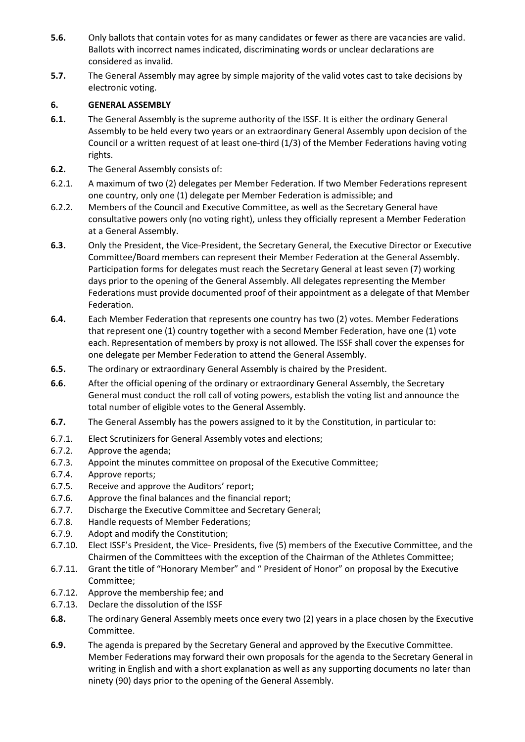**5.6.** Only ballots that contain votes for as many candidates or fewer as there are vacancies are valid. Ballots with incorrect names indicated, discriminating words or unclear declarations are considered as invalid.

**5.7.** The General Assembly may agree by simple majority of the valid votes cast to take decisions by electronic voting.

## 6. GENERAL ASSEMBLY

**6.1.** The General Assembly is the supreme authority of the ISSF. It is either the ordinary General Assembly to be held every two years or an extraordinary General Assembly upon decision of the Council or a written request of at least one-third (1/3) of the Member Federations having voting rights.

**6.2.** The General Assembly consists of:

6.2.1. A maximum of two (2) delegates per Member Federation. If two Member Federations represent one country, only one (1) delegate per Member Federation is admissible; and

6.2.2. Members of the Council and Executive Committee, as well as the Secretary General have consultative powers only (no voting right), unless they officially represent a Member Federation at a General Assembly.

**6.3.** Only the President, the Vice-President, the Secretary General, the Executive Director or Executive Committee/Board members can represent their Member Federation at the General Assembly. Participation forms for delegates must reach the Secretary General at least seven (7) working days prior to the opening of the General Assembly. All delegates representing the Member Federations must provide documented proof of their appointment as a delegate of that Member Federation.

**6.4.** Each Member Federation that represents one country has two (2) votes. Member Federations that represent one (1) country together with a second Member Federation, have one (1) vote each. Representation of members by proxy is not allowed. The ISSF shall cover the expenses for one delegate per Member Federation to attend the General Assembly.

**6.5.** The ordinary or extraordinary General Assembly is chaired by the President.

**6.6.** After the official opening of the ordinary or extraordinary General Assembly, the Secretary General must conduct the roll call of voting powers, establish the voting list and announce the total number of eligible votes to the General Assembly.

**6.7.** The General Assembly has the powers assigned to it by the Constitution, in particular to:

6.7.1. Elect Scrutinizers for General Assembly votes and elections;

6.7.2. Approve the agenda;

6.7.3. Appoint the minutes committee on proposal of the Executive Committee;

6.7.4. Approve reports;

6.7.5. Receive and approve the Auditors' report;

6.7.6. Approve the final balances and the financial report;

6.7.7. Discharge the Executive Committee and Secretary General;

6.7.8. Handle requests of Member Federations;

6.7.9. Adopt and modify the Constitution;

6.7.10. Elect ISSF's President, the Vice- Presidents, five (5) members of the Executive Committee, and the Chairmen of the Committees with the exception of the Chairman of the Athletes Committee;

6.7.11. Grant the title of "Honorary Member" and " President of Honor" on proposal by the Executive Committee;

6.7.12. Approve the membership fee; and

6.7.13. Declare the dissolution of the ISSF

**6.8.** The ordinary General Assembly meets once every two (2) years in a place chosen by the Executive Committee.

**6.9.** The agenda is prepared by the Secretary General and approved by the Executive Committee. Member Federations may forward their own proposals for the agenda to the Secretary General in writing in English and with a short explanation as well as any supporting documents no later than ninety (90) days prior to the opening of the General Assembly.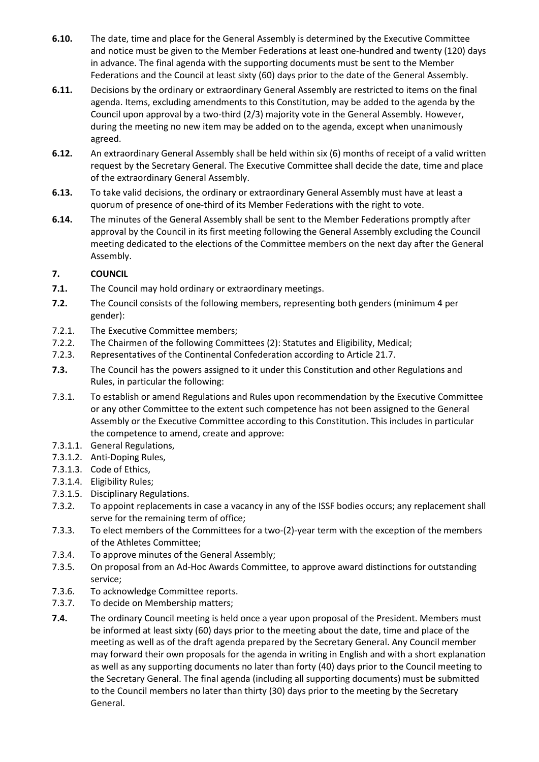**6.10.** The date, time and place for the General Assembly is determined by the Executive Committee and notice must be given to the Member Federations at least one-hundred and twenty (120) days in advance. The final agenda with the supporting documents must be sent to the Member Federations and the Council at least sixty (60) days prior to the date of the General Assembly.

**6.11.** Decisions by the ordinary or extraordinary General Assembly are restricted to items on the final agenda. Items, excluding amendments to this Constitution, may be added to the agenda by the Council upon approval by a two-third (2/3) majority vote in the General Assembly. However, during the meeting no new item may be added on to the agenda, except when unanimously agreed.

**6.12.** An extraordinary General Assembly shall be held within six (6) months of receipt of a valid written request by the Secretary General. The Executive Committee shall decide the date, time and place of the extraordinary General Assembly.

**6.13.** To take valid decisions, the ordinary or extraordinary General Assembly must have at least a quorum of presence of one-third of its Member Federations with the right to vote.

**6.14.** The minutes of the General Assembly shall be sent to the Member Federations promptly after approval by the Council in its first meeting following the General Assembly excluding the Council meeting dedicated to the elections of the Committee members on the next day after the General Assembly.

## 7. COUNCIL

**7.1.** The Council may hold ordinary or extraordinary meetings.

**7.2.** The Council consists of the following members, representing both genders (minimum 4 per gender):

7.2.1. The Executive Committee members;

7.2.2. The Chairmen of the following Committees (2): Statutes and Eligibility, Medical;

7.2.3. Representatives of the Continental Confederation according to Article 21.7.

**7.3.** The Council has the powers assigned to it under this Constitution and other Regulations and Rules, in particular the following:

7.3.1. To establish or amend Regulations and Rules upon recommendation by the Executive Committee or any other Committee to the extent such competence has not been assigned to the General Assembly or the Executive Committee according to this Constitution. This includes in particular the competence to amend, create and approve:

7.3.1.1. General Regulations,

7.3.1.2. Anti-Doping Rules,

7.3.1.3. Code of Ethics,

7.3.1.4. Eligibility Rules;

7.3.1.5. Disciplinary Regulations.

7.3.2. To appoint replacements in case a vacancy in any of the ISSF bodies occurs; any replacement shall serve for the remaining term of office;

7.3.3. To elect members of the Committees for a two-(2)-year term with the exception of the members of the Athletes Committee;

7.3.4. To approve minutes of the General Assembly;

7.3.5. On proposal from an Ad-Hoc Awards Committee, to approve award distinctions for outstanding service;

7.3.6. To acknowledge Committee reports.

7.3.7. To decide on Membership matters;

**7.4.** The ordinary Council meeting is held once a year upon proposal of the President. Members must be informed at least sixty (60) days prior to the meeting about the date, time and place of the meeting as well as of the draft agenda prepared by the Secretary General. Any Council member may forward their own proposals for the agenda in writing in English and with a short explanation as well as any supporting documents no later than forty (40) days prior to the Council meeting to the Secretary General. The final agenda (including all supporting documents) must be submitted to the Council members no later than thirty (30) days prior to the meeting by the Secretary General.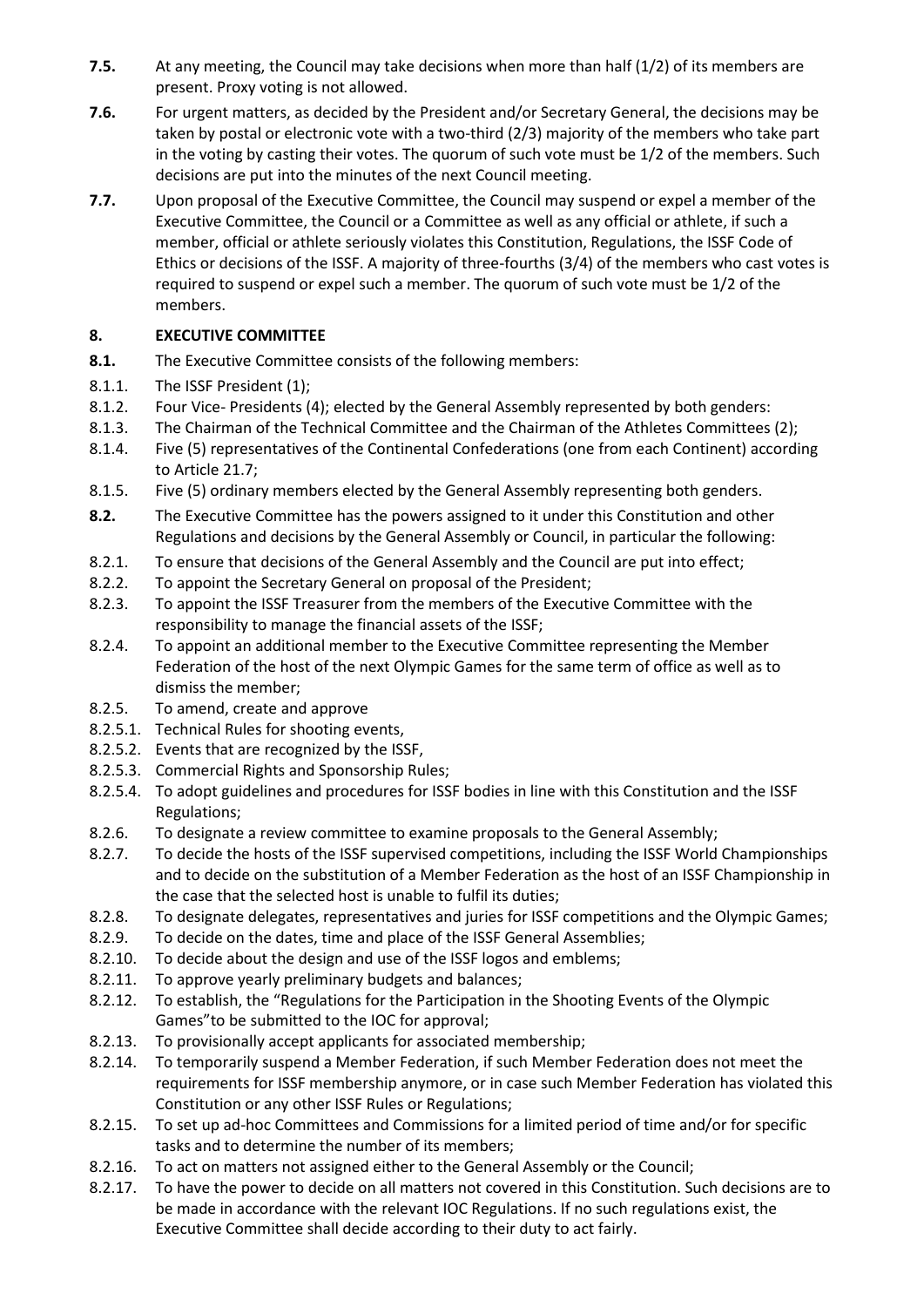**7.5.** At any meeting, the Council may take decisions when more than half (1/2) of its members are present. Proxy voting is not allowed.

**7.6.** For urgent matters, as decided by the President and/or Secretary General, the decisions may be taken by postal or electronic vote with a two-third (2/3) majority of the members who take part in the voting by casting their votes. The quorum of such vote must be 1/2 of the members. Such decisions are put into the minutes of the next Council meeting.

**7.7.** Upon proposal of the Executive Committee, the Council may suspend or expel a member of the Executive Committee, the Council or a Committee as well as any official or athlete, if such a member, official or athlete seriously violates this Constitution, Regulations, the ISSF Code of Ethics or decisions of the ISSF. A majority of three-fourths (3/4) of the members who cast votes is required to suspend or expel such a member. The quorum of such vote must be 1/2 of the members.

## 8. EXECUTIVE COMMITTEE

**8.1.** The Executive Committee consists of the following members:

8.1.1. The ISSF President (1);

8.1.2. Four Vice- Presidents (4); elected by the General Assembly represented by both genders:

8.1.3. The Chairman of the Technical Committee and the Chairman of the Athletes Committees (2);

8.1.4. Five (5) representatives of the Continental Confederations (one from each Continent) according to Article 21.7;

8.1.5. Five (5) ordinary members elected by the General Assembly representing both genders.

**8.2.** The Executive Committee has the powers assigned to it under this Constitution and other Regulations and decisions by the General Assembly or Council, in particular the following:

8.2.1. To ensure that decisions of the General Assembly and the Council are put into effect;

8.2.2. To appoint the Secretary General on proposal of the President;

8.2.3. To appoint the ISSF Treasurer from the members of the Executive Committee with the responsibility to manage the financial assets of the ISSF;

8.2.4. To appoint an additional member to the Executive Committee representing the Member Federation of the host of the next Olympic Games for the same term of office as well as to dismiss the member;

8.2.5. To amend, create and approve

8.2.5.1. Technical Rules for shooting events,

8.2.5.2. Events that are recognized by the ISSF,

8.2.5.3. Commercial Rights and Sponsorship Rules;

8.2.5.4. To adopt guidelines and procedures for ISSF bodies in line with this Constitution and the ISSF Regulations;

8.2.6. To designate a review committee to examine proposals to the General Assembly;

8.2.7. To decide the hosts of the ISSF supervised competitions, including the ISSF World Championships and to decide on the substitution of a Member Federation as the host of an ISSF Championship in the case that the selected host is unable to fulfil its duties;

8.2.8. To designate delegates, representatives and juries for ISSF competitions and the Olympic Games;

8.2.9. To decide on the dates, time and place of the ISSF General Assemblies;

8.2.10. To decide about the design and use of the ISSF logos and emblems;

8.2.11. To approve yearly preliminary budgets and balances;

8.2.12. To establish, the "Regulations for the Participation in the Shooting Events of the Olympic Games"to be submitted to the IOC for approval;

8.2.13. To provisionally accept applicants for associated membership;

8.2.14. To temporarily suspend a Member Federation, if such Member Federation does not meet the requirements for ISSF membership anymore, or in case such Member Federation has violated this Constitution or any other ISSF Rules or Regulations;

8.2.15. To set up ad-hoc Committees and Commissions for a limited period of time and/or for specific tasks and to determine the number of its members;

8.2.16. To act on matters not assigned either to the General Assembly or the Council;

8.2.17. To have the power to decide on all matters not covered in this Constitution. Such decisions are to be made in accordance with the relevant IOC Regulations. If no such regulations exist, the Executive Committee shall decide according to their duty to act fairly.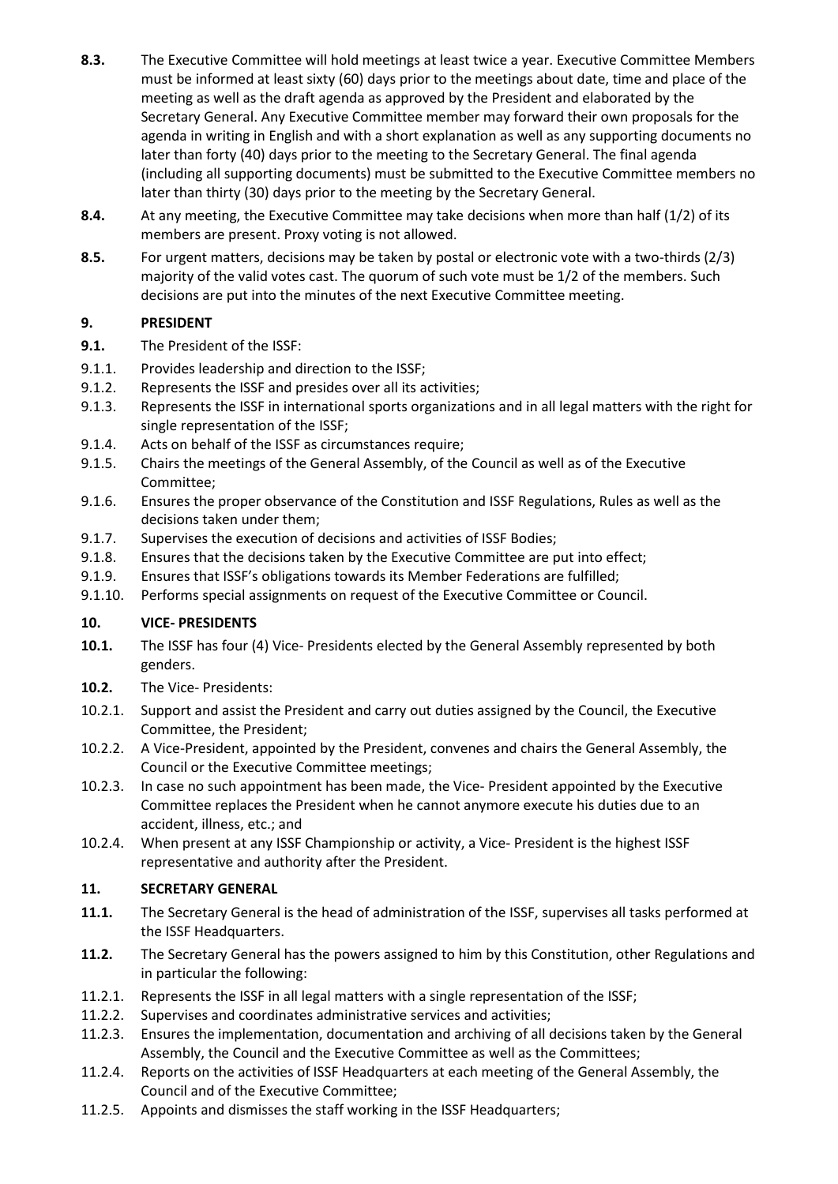**8.3.** The Executive Committee will hold meetings at least twice a year. Executive Committee Members must be informed at least sixty (60) days prior to the meetings about date, time and place of the meeting as well as the draft agenda as approved by the President and elaborated by the Secretary General. Any Executive Committee member may forward their own proposals for the agenda in writing in English and with a short explanation as well as any supporting documents no later than forty (40) days prior to the meeting to the Secretary General. The final agenda (including all supporting documents) must be submitted to the Executive Committee members no later than thirty (30) days prior to the meeting by the Secretary General.

**8.4.** At any meeting, the Executive Committee may take decisions when more than half (1/2) of its members are present. Proxy voting is not allowed.

**8.5.** For urgent matters, decisions may be taken by postal or electronic vote with a two-thirds (2/3) majority of the valid votes cast. The quorum of such vote must be 1/2 of the members. Such decisions are put into the minutes of the next Executive Committee meeting.

## 9. PRESIDENT

**9.1.** The President of the ISSF:

9.1.1. Provides leadership and direction to the ISSF;

9.1.2. Represents the ISSF and presides over all its activities;

9.1.3. Represents the ISSF in international sports organizations and in all legal matters with the right for single representation of the ISSF;

9.1.4. Acts on behalf of the ISSF as circumstances require;

9.1.5. Chairs the meetings of the General Assembly, of the Council as well as of the Executive Committee;

9.1.6. Ensures the proper observance of the Constitution and ISSF Regulations, Rules as well as the decisions taken under them;

9.1.7. Supervises the execution of decisions and activities of ISSF Bodies;

9.1.8. Ensures that the decisions taken by the Executive Committee are put into effect;

9.1.9. Ensures that ISSF's obligations towards its Member Federations are fulfilled;

9.1.10. Performs special assignments on request of the Executive Committee or Council.

## 10. VICE- PRESIDENTS

**10.1.** The ISSF has four (4) Vice- Presidents elected by the General Assembly represented by both genders.

**10.2.** The Vice- Presidents:

10.2.1. Support and assist the President and carry out duties assigned by the Council, the Executive Committee, the President;

10.2.2. A Vice-President, appointed by the President, convenes and chairs the General Assembly, the Council or the Executive Committee meetings;

10.2.3. In case no such appointment has been made, the Vice- President appointed by the Executive Committee replaces the President when he cannot anymore execute his duties due to an accident, illness, etc.; and

10.2.4. When present at any ISSF Championship or activity, a Vice- President is the highest ISSF representative and authority after the President.

## 11. SECRETARY GENERAL

**11.1.** The Secretary General is the head of administration of the ISSF, supervises all tasks performed at the ISSF Headquarters.

**11.2.** The Secretary General has the powers assigned to him by this Constitution, other Regulations and in particular the following:

11.2.1. Represents the ISSF in all legal matters with a single representation of the ISSF;

11.2.2. Supervises and coordinates administrative services and activities;

11.2.3. Ensures the implementation, documentation and archiving of all decisions taken by the General Assembly, the Council and the Executive Committee as well as the Committees;

11.2.4. Reports on the activities of ISSF Headquarters at each meeting of the General Assembly, the Council and of the Executive Committee;

11.2.5. Appoints and dismisses the staff working in the ISSF Headquarters;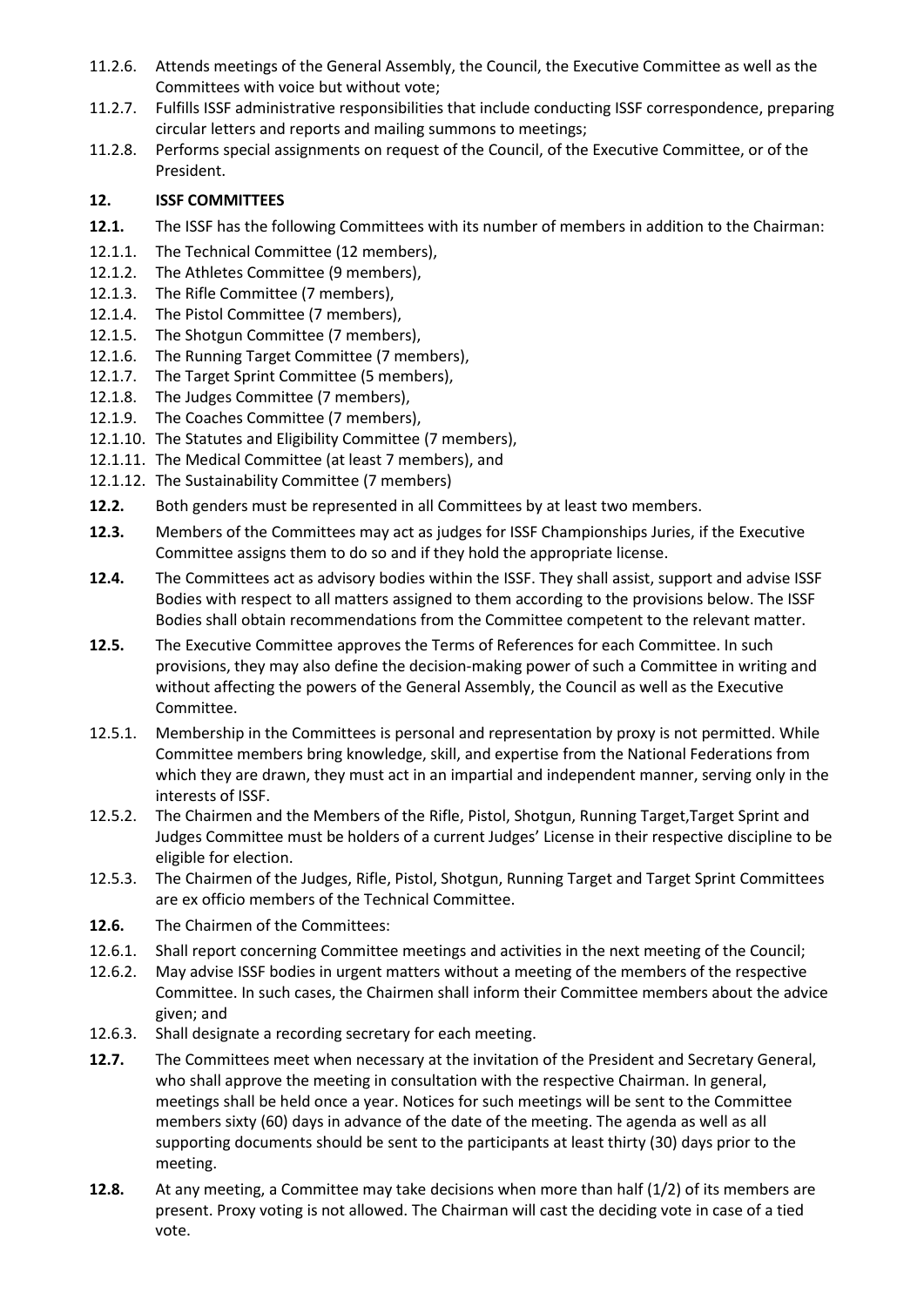11.2.6. Attends meetings of the General Assembly, the Council, the Executive Committee as well as the Committees with voice but without vote;

11.2.7. Fulfills ISSF administrative responsibilities that include conducting ISSF correspondence, preparing circular letters and reports and mailing summons to meetings;

11.2.8. Performs special assignments on request of the Council, of the Executive Committee, or of the President.

## 12. ISSF COMMITTEES

**12.1.** The ISSF has the following Committees with its number of members in addition to the Chairman:

12.1.1. The Technical Committee (12 members),

12.1.2. The Athletes Committee (9 members),

12.1.3. The Rifle Committee (7 members),

12.1.4. The Pistol Committee (7 members),

12.1.5. The Shotgun Committee (7 members),

12.1.6. The Running Target Committee (7 members),

12.1.7. The Target Sprint Committee (5 members),

12.1.8. The Judges Committee (7 members),

12.1.9. The Coaches Committee (7 members),

12.1.10. The Statutes and Eligibility Committee (7 members),

12.1.11. The Medical Committee (at least 7 members), and

12.1.12. The Sustainability Committee (7 members)

**12.2.** Both genders must be represented in all Committees by at least two members.

**12.3.** Members of the Committees may act as judges for ISSF Championships Juries, if the Executive Committee assigns them to do so and if they hold the appropriate license.

**12.4.** The Committees act as advisory bodies within the ISSF. They shall assist, support and advise ISSF Bodies with respect to all matters assigned to them according to the provisions below. The ISSF Bodies shall obtain recommendations from the Committee competent to the relevant matter.

**12.5.** The Executive Committee approves the Terms of References for each Committee. In such provisions, they may also define the decision-making power of such a Committee in writing and without affecting the powers of the General Assembly, the Council as well as the Executive Committee.

12.5.1. Membership in the Committees is personal and representation by proxy is not permitted. While Committee members bring knowledge, skill, and expertise from the National Federations from which they are drawn, they must act in an impartial and independent manner, serving only in the interests of ISSF.

12.5.2. The Chairmen and the Members of the Rifle, Pistol, Shotgun, Running Target,Target Sprint and Judges Committee must be holders of a current Judges' License in their respective discipline to be eligible for election.

12.5.3. The Chairmen of the Judges, Rifle, Pistol, Shotgun, Running Target and Target Sprint Committees are ex officio members of the Technical Committee.

**12.6.** The Chairmen of the Committees:

12.6.1. Shall report concerning Committee meetings and activities in the next meeting of the Council;

12.6.2. May advise ISSF bodies in urgent matters without a meeting of the members of the respective Committee. In such cases, the Chairmen shall inform their Committee members about the advice given; and

12.6.3. Shall designate a recording secretary for each meeting.

**12.7.** The Committees meet when necessary at the invitation of the President and Secretary General, who shall approve the meeting in consultation with the respective Chairman. In general, meetings shall be held once a year. Notices for such meetings will be sent to the Committee members sixty (60) days in advance of the date of the meeting. The agenda as well as all supporting documents should be sent to the participants at least thirty (30) days prior to the meeting.

**12.8.** At any meeting, a Committee may take decisions when more than half (1/2) of its members are present. Proxy voting is not allowed. The Chairman will cast the deciding vote in case of a tied vote.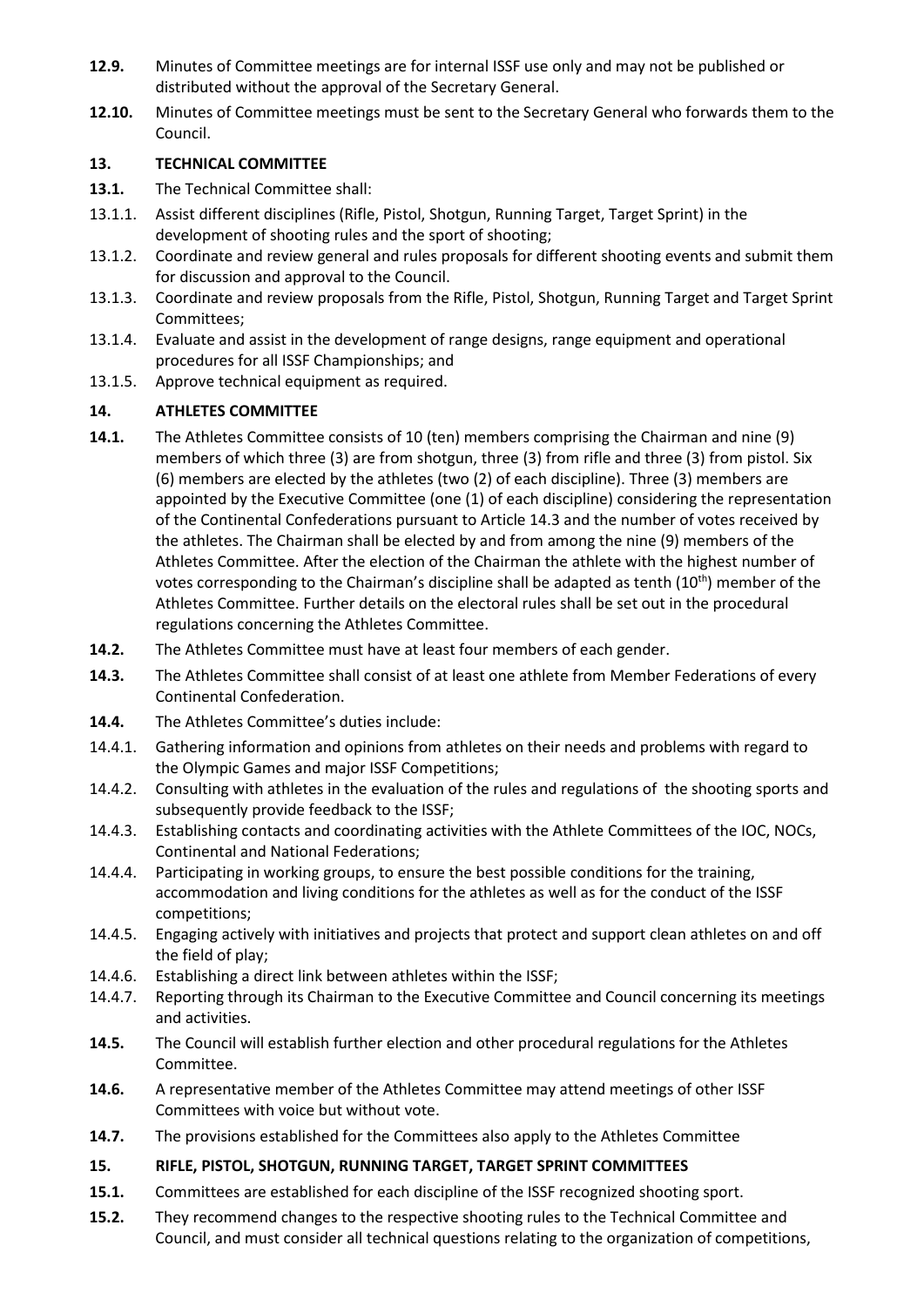**12.9.** Minutes of Committee meetings are for internal ISSF use only and may not be published or distributed without the approval of the Secretary General.

**12.10.** Minutes of Committee meetings must be sent to the Secretary General who forwards them to the Council.

## 13. TECHNICAL COMMITTEE

**13.1.** The Technical Committee shall:

13.1.1. Assist different disciplines (Rifle, Pistol, Shotgun, Running Target, Target Sprint) in the development of shooting rules and the sport of shooting;

13.1.2. Coordinate and review general and rules proposals for different shooting events and submit them for discussion and approval to the Council.

13.1.3. Coordinate and review proposals from the Rifle, Pistol, Shotgun, Running Target and Target Sprint Committees;

13.1.4. Evaluate and assist in the development of range designs, range equipment and operational procedures for all ISSF Championships; and

13.1.5. Approve technical equipment as required.

## 14. ATHLETES COMMITTEE

**14.1.** The Athletes Committee consists of 10 (ten) members comprising the Chairman and nine (9) members of which three (3) are from shotgun, three (3) from rifle and three (3) from pistol. Six (6) members are elected by the athletes (two (2) of each discipline). Three (3) members are appointed by the Executive Committee (one (1) of each discipline) considering the representation of the Continental Confederations pursuant to Article 14.3 and the number of votes received by the athletes. The Chairman shall be elected by and from among the nine (9) members of the Athletes Committee. After the election of the Chairman the athlete with the highest number of votes corresponding to the Chairman's discipline shall be adapted as tenth (10th) member of the Athletes Committee. Further details on the electoral rules shall be set out in the procedural regulations concerning the Athletes Committee.

**14.2.** The Athletes Committee must have at least four members of each gender.

**14.3.** The Athletes Committee shall consist of at least one athlete from Member Federations of every Continental Confederation.

**14.4.** The Athletes Committee's duties include:

14.4.1. Gathering information and opinions from athletes on their needs and problems with regard to the Olympic Games and major ISSF Competitions;

14.4.2. Consulting with athletes in the evaluation of the rules and regulations of the shooting sports and subsequently provide feedback to the ISSF;

14.4.3. Establishing contacts and coordinating activities with the Athlete Committees of the IOC, NOCs, Continental and National Federations;

14.4.4. Participating in working groups, to ensure the best possible conditions for the training, accommodation and living conditions for the athletes as well as for the conduct of the ISSF competitions;

14.4.5. Engaging actively with initiatives and projects that protect and support clean athletes on and off the field of play;

14.4.6. Establishing a direct link between athletes within the ISSF;

14.4.7. Reporting through its Chairman to the Executive Committee and Council concerning its meetings and activities.

**14.5.** The Council will establish further election and other procedural regulations for the Athletes Committee.

**14.6.** A representative member of the Athletes Committee may attend meetings of other ISSF Committees with voice but without vote.

**14.7.** The provisions established for the Committees also apply to the Athletes Committee

## 15. RIFLE, PISTOL, SHOTGUN, RUNNING TARGET, TARGET SPRINT COMMITTEES

**15.1.** Committees are established for each discipline of the ISSF recognized shooting sport.

**15.2.** They recommend changes to the respective shooting rules to the Technical Committee and Council, and must consider all technical questions relating to the organization of competitions,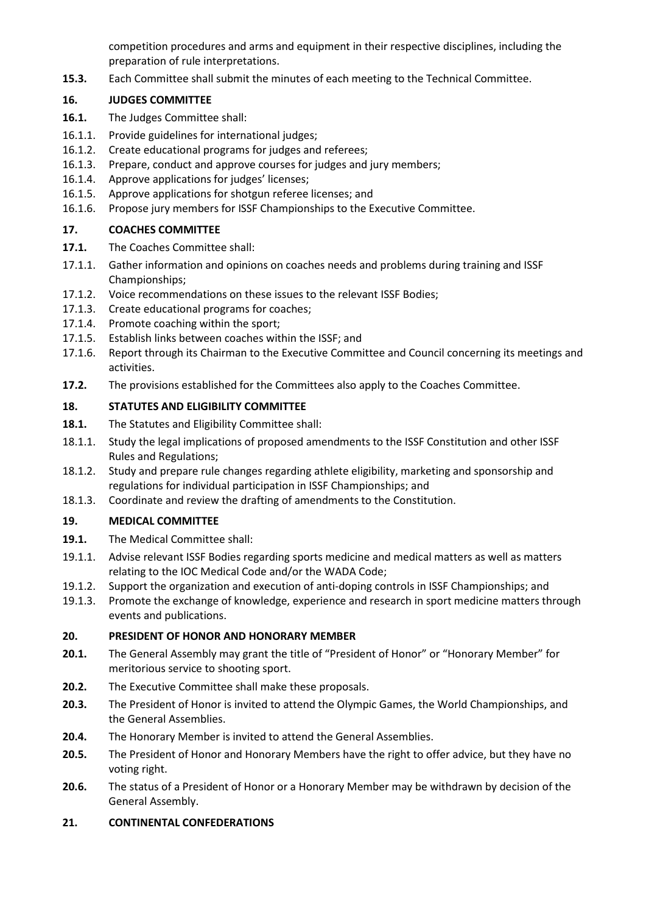competition procedures and arms and equipment in their respective disciplines, including the preparation of rule interpretations.

**15.3.** Each Committee shall submit the minutes of each meeting to the Technical Committee.

## 16. JUDGES COMMITTEE

**16.1.** The Judges Committee shall:

16.1.1. Provide guidelines for international judges;

16.1.2. Create educational programs for judges and referees;

16.1.3. Prepare, conduct and approve courses for judges and jury members;

16.1.4. Approve applications for judges' licenses;

16.1.5. Approve applications for shotgun referee licenses; and

16.1.6. Propose jury members for ISSF Championships to the Executive Committee.

## 17. COACHES COMMITTEE

**17.1.** The Coaches Committee shall:

17.1.1. Gather information and opinions on coaches needs and problems during training and ISSF Championships;

17.1.2. Voice recommendations on these issues to the relevant ISSF Bodies;

17.1.3. Create educational programs for coaches;

17.1.4. Promote coaching within the sport;

17.1.5. Establish links between coaches within the ISSF; and

17.1.6. Report through its Chairman to the Executive Committee and Council concerning its meetings and activities.

**17.2.** The provisions established for the Committees also apply to the Coaches Committee.

## 18. STATUTES AND ELIGIBILITY COMMITTEE

**18.1.** The Statutes and Eligibility Committee shall:

18.1.1. Study the legal implications of proposed amendments to the ISSF Constitution and other ISSF Rules and Regulations;

18.1.2. Study and prepare rule changes regarding athlete eligibility, marketing and sponsorship and regulations for individual participation in ISSF Championships; and

18.1.3. Coordinate and review the drafting of amendments to the Constitution.

## 19. MEDICAL COMMITTEE

**19.1.** The Medical Committee shall:

19.1.1. Advise relevant ISSF Bodies regarding sports medicine and medical matters as well as matters relating to the IOC Medical Code and/or the WADA Code;

19.1.2. Support the organization and execution of anti-doping controls in ISSF Championships; and

19.1.3. Promote the exchange of knowledge, experience and research in sport medicine matters through events and publications.

## 20. PRESIDENT OF HONOR AND HONORARY MEMBER

**20.1.** The General Assembly may grant the title of "President of Honor" or "Honorary Member" for meritorious service to shooting sport.

**20.2.** The Executive Committee shall make these proposals.

**20.3.** The President of Honor is invited to attend the Olympic Games, the World Championships, and the General Assemblies.

**20.4.** The Honorary Member is invited to attend the General Assemblies.

**20.5.** The President of Honor and Honorary Members have the right to offer advice, but they have no voting right.

**20.6.** The status of a President of Honor or a Honorary Member may be withdrawn by decision of the General Assembly.

## 21. CONTINENTAL CONFEDERATIONS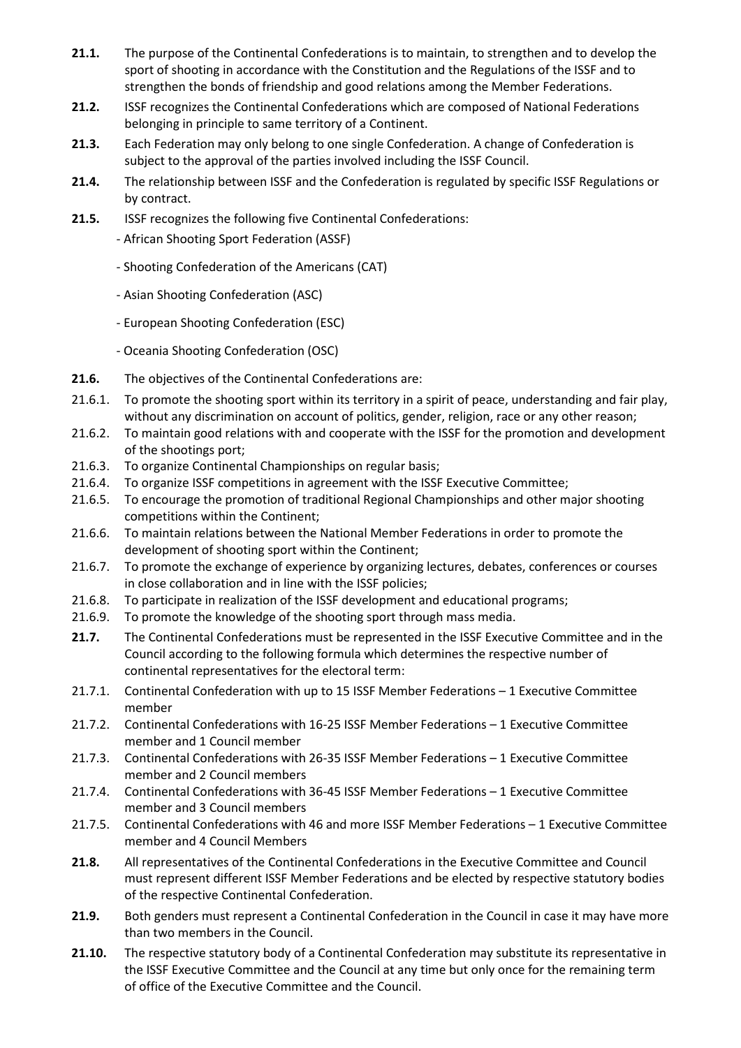**21.1.** The purpose of the Continental Confederations is to maintain, to strengthen and to develop the sport of shooting in accordance with the Constitution and the Regulations of the ISSF and to strengthen the bonds of friendship and good relations among the Member Federations.

**21.2.** ISSF recognizes the Continental Confederations which are composed of National Federations belonging in principle to same territory of a Continent.

**21.3.** Each Federation may only belong to one single Confederation. A change of Confederation is subject to the approval of the parties involved including the ISSF Council.

**21.4.** The relationship between ISSF and the Confederation is regulated by specific ISSF Regulations or by contract.

**21.5.** ISSF recognizes the following five Continental Confederations:

- African Shooting Sport Federation (ASSF)
- Shooting Confederation of the Americans (CAT)
- Asian Shooting Confederation (ASC)
- European Shooting Confederation (ESC)
- Oceania Shooting Confederation (OSC)

**21.6.** The objectives of the Continental Confederations are:

21.6.1. To promote the shooting sport within its territory in a spirit of peace, understanding and fair play, without any discrimination on account of politics, gender, religion, race or any other reason;

21.6.2. To maintain good relations with and cooperate with the ISSF for the promotion and development of the shootings port;

21.6.3. To organize Continental Championships on regular basis;

21.6.4. To organize ISSF competitions in agreement with the ISSF Executive Committee;

21.6.5. To encourage the promotion of traditional Regional Championships and other major shooting competitions within the Continent;

21.6.6. To maintain relations between the National Member Federations in order to promote the development of shooting sport within the Continent;

21.6.7. To promote the exchange of experience by organizing lectures, debates, conferences or courses in close collaboration and in line with the ISSF policies;

21.6.8. To participate in realization of the ISSF development and educational programs;

21.6.9. To promote the knowledge of the shooting sport through mass media.

**21.7.** The Continental Confederations must be represented in the ISSF Executive Committee and in the Council according to the following formula which determines the respective number of continental representatives for the electoral term:

21.7.1. Continental Confederation with up to 15 ISSF Member Federations – 1 Executive Committee member

21.7.2. Continental Confederations with 16-25 ISSF Member Federations – 1 Executive Committee member and 1 Council member

21.7.3. Continental Confederations with 26-35 ISSF Member Federations – 1 Executive Committee member and 2 Council members

21.7.4. Continental Confederations with 36-45 ISSF Member Federations – 1 Executive Committee member and 3 Council members

21.7.5. Continental Confederations with 46 and more ISSF Member Federations – 1 Executive Committee member and 4 Council Members

**21.8.** All representatives of the Continental Confederations in the Executive Committee and Council must represent different ISSF Member Federations and be elected by respective statutory bodies of the respective Continental Confederation.

**21.9.** Both genders must represent a Continental Confederation in the Council in case it may have more than two members in the Council.

**21.10.** The respective statutory body of a Continental Confederation may substitute its representative in the ISSF Executive Committee and the Council at any time but only once for the remaining term of office of the Executive Committee and the Council.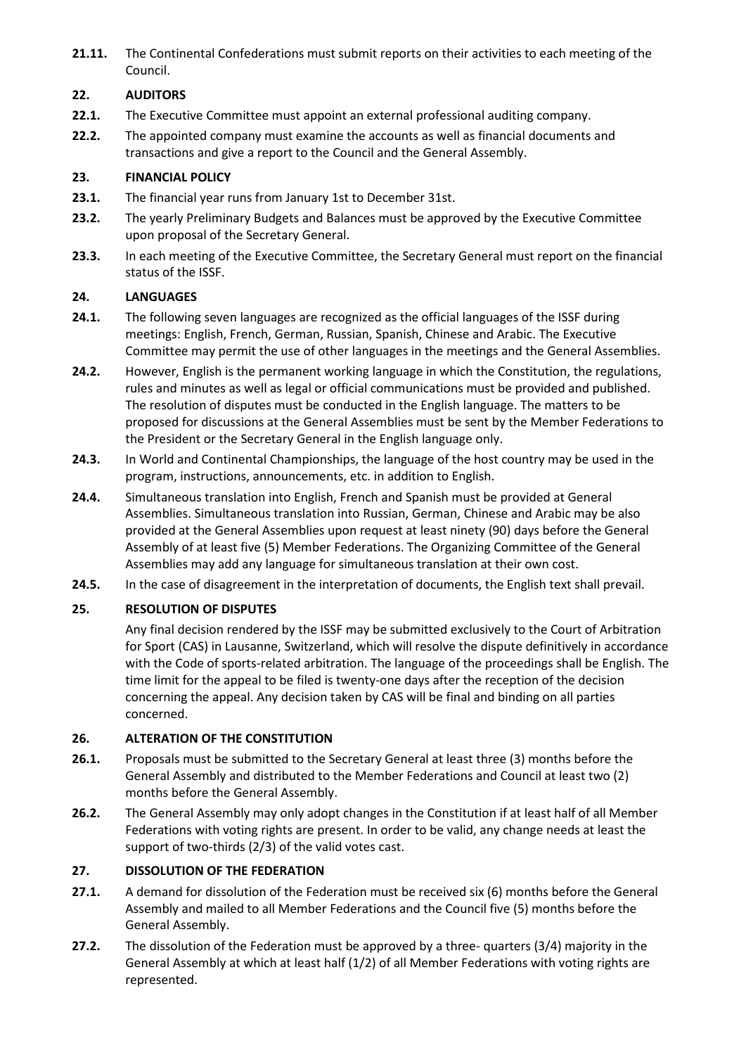**21.11.** The Continental Confederations must submit reports on their activities to each meeting of the Council.

## 22. AUDITORS

**22.1.** The Executive Committee must appoint an external professional auditing company.

**22.2.** The appointed company must examine the accounts as well as financial documents and transactions and give a report to the Council and the General Assembly.

## 23. FINANCIAL POLICY

**23.1.** The financial year runs from January 1st to December 31st.

**23.2.** The yearly Preliminary Budgets and Balances must be approved by the Executive Committee upon proposal of the Secretary General.

**23.3.** In each meeting of the Executive Committee, the Secretary General must report on the financial status of the ISSF.

## 24. LANGUAGES

**24.1.** The following seven languages are recognized as the official languages of the ISSF during meetings: English, French, German, Russian, Spanish, Chinese and Arabic. The Executive Committee may permit the use of other languages in the meetings and the General Assemblies.

**24.2.** However, English is the permanent working language in which the Constitution, the regulations, rules and minutes as well as legal or official communications must be provided and published. The resolution of disputes must be conducted in the English language. The matters to be proposed for discussions at the General Assemblies must be sent by the Member Federations to the President or the Secretary General in the English language only.

**24.3.** In World and Continental Championships, the language of the host country may be used in the program, instructions, announcements, etc. in addition to English.

**24.4.** Simultaneous translation into English, French and Spanish must be provided at General Assemblies. Simultaneous translation into Russian, German, Chinese and Arabic may be also provided at the General Assemblies upon request at least ninety (90) days before the General Assembly of at least five (5) Member Federations. The Organizing Committee of the General Assemblies may add any language for simultaneous translation at their own cost.

**24.5.** In the case of disagreement in the interpretation of documents, the English text shall prevail.

## 25. RESOLUTION OF DISPUTES

Any final decision rendered by the ISSF may be submitted exclusively to the Court of Arbitration for Sport (CAS) in Lausanne, Switzerland, which will resolve the dispute definitively in accordance with the Code of sports-related arbitration. The language of the proceedings shall be English. The time limit for the appeal to be filed is twenty-one days after the reception of the decision concerning the appeal. Any decision taken by CAS will be final and binding on all parties concerned.

## 26. ALTERATION OF THE CONSTITUTION

**26.1.** Proposals must be submitted to the Secretary General at least three (3) months before the General Assembly and distributed to the Member Federations and Council at least two (2) months before the General Assembly.

**26.2.** The General Assembly may only adopt changes in the Constitution if at least half of all Member Federations with voting rights are present. In order to be valid, any change needs at least the support of two-thirds (2/3) of the valid votes cast.

## 27. DISSOLUTION OF THE FEDERATION

**27.1.** A demand for dissolution of the Federation must be received six (6) months before the General Assembly and mailed to all Member Federations and the Council five (5) months before the General Assembly.

**27.2.** The dissolution of the Federation must be approved by a three- quarters (3/4) majority in the General Assembly at which at least half (1/2) of all Member Federations with voting rights are represented.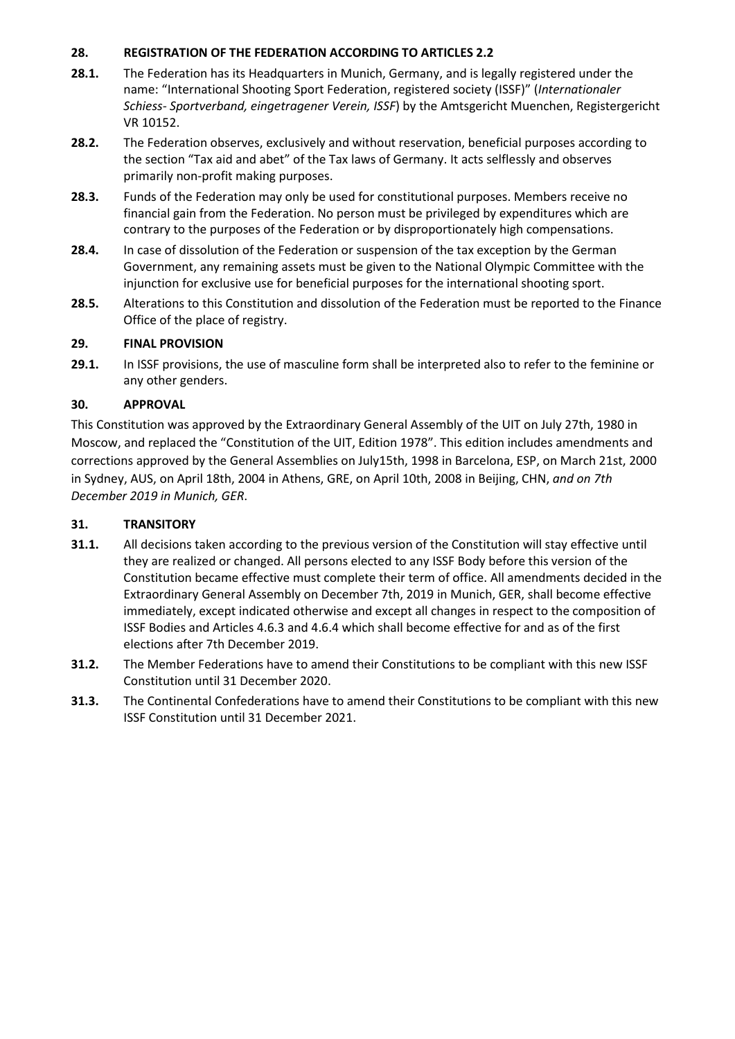## 28. REGISTRATION OF THE FEDERATION ACCORDING TO ARTICLES 2.2

**28.1.** The Federation has its Headquarters in Munich, Germany, and is legally registered under the name: "International Shooting Sport Federation, registered society (ISSF)" (*Internationaler Schiess- Sportverband, eingetragener Verein, ISSF*) by the Amtsgericht Muenchen, Registergericht VR 10152.

**28.2.** The Federation observes, exclusively and without reservation, beneficial purposes according to the section "Tax aid and abet" of the Tax laws of Germany. It acts selflessly and observes primarily non-profit making purposes.

**28.3.** Funds of the Federation may only be used for constitutional purposes. Members receive no financial gain from the Federation. No person must be privileged by expenditures which are contrary to the purposes of the Federation or by disproportionately high compensations.

**28.4.** In case of dissolution of the Federation or suspension of the tax exception by the German Government, any remaining assets must be given to the National Olympic Committee with the injunction for exclusive use for beneficial purposes for the international shooting sport.

**28.5.** Alterations to this Constitution and dissolution of the Federation must be reported to the Finance Office of the place of registry.

## 29. FINAL PROVISION

**29.1.** In ISSF provisions, the use of masculine form shall be interpreted also to refer to the feminine or any other genders.

## 30. APPROVAL

This Constitution was approved by the Extraordinary General Assembly of the UIT on July 27th, 1980 in Moscow, and replaced the "Constitution of the UIT, Edition 1978". This edition includes amendments and corrections approved by the General Assemblies on July15th, 1998 in Barcelona, ESP, on March 21st, 2000 in Sydney, AUS, on April 18th, 2004 in Athens, GRE, on April 10th, 2008 in Beijing, CHN, *and on 7th December 2019 in Munich, GER*.

## 31. TRANSITORY

**31.1.** All decisions taken according to the previous version of the Constitution will stay effective until they are realized or changed. All persons elected to any ISSF Body before this version of the Constitution became effective must complete their term of office. All amendments decided in the Extraordinary General Assembly on December 7th, 2019 in Munich, GER, shall become effective immediately, except indicated otherwise and except all changes in respect to the composition of ISSF Bodies and Articles 4.6.3 and 4.6.4 which shall become effective for and as of the first elections after 7th December 2019.

**31.2.** The Member Federations have to amend their Constitutions to be compliant with this new ISSF Constitution until 31 December 2020.

**31.3.** The Continental Confederations have to amend their Constitutions to be compliant with this new ISSF Constitution until 31 December 2021.